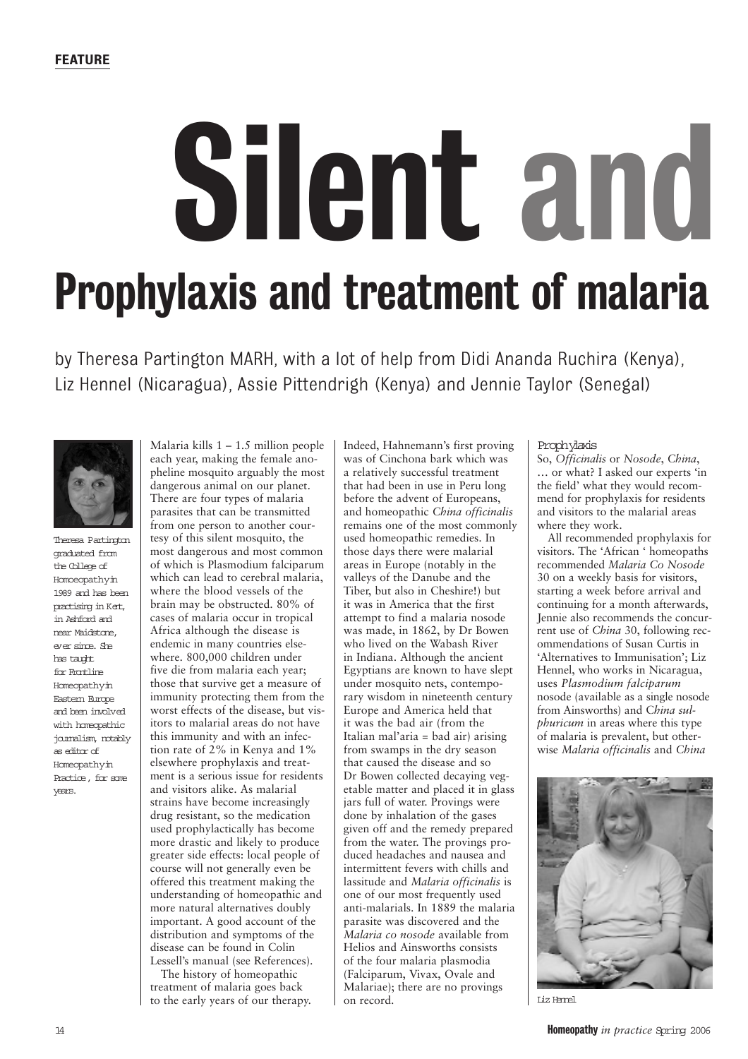FEATURE

# Silent and

## Prophylaxis and treatment of malaria

by Theresa Partington MARH, with a lot of help from Didi Ananda Ruchira (Kenya), Liz Hennel (Nicaragua), Assie Pittendrigh (Kenya) and Jennie Taylor (Senegal)

Theresa Partington graduated from the College of Homoeopathy in 1989 and has been practising in Kent, in Ashford and near Maidstone, ever since. She has taught for Frontline Homeopathy in Eastern Europe and been involved with homeopathic journalism, notably as editor of Homeopathy in Practice, for some years.

Malaria kills 1 – 1.5 million people each year, making the female anopheline mosquito arguably the most dangerous animal on our planet. There are four types of malaria parasites that can be transmitted from one person to another courtesy of this silent mosquito, the most dangerous and most common of which is Plasmodium falciparum which can lead to cerebral malaria, where the blood vessels of the brain may be obstructed. 80% of cases of malaria occur in tropical Africa although the disease is endemic in many countries elsewhere. 800,000 children under five die from malaria each year; those that survive get a measure of immunity protecting them from the worst effects of the disease, but visitors to malarial areas do not have this immunity and with an infection rate of 2% in Kenya and 1% elsewhere prophylaxis and treatment is a serious issue for residents and visitors alike. As malarial strains have become increasingly drug resistant, so the medication used prophylactically has become more drastic and likely to produce greater side effects: local people of course will not generally even be offered this treatment making the understanding of homeopathic and more natural alternatives doubly important. A good account of the distribution and symptoms of the disease can be found in Colin Lessell's manual (see References).

The history of homeopathic treatment of malaria goes back to the early years of our therapy. Indeed, Hahnemann's first proving was of Cinchona bark which was a relatively successful treatment that had been in use in Peru long before the advent of Europeans, and homeopathic *China officinalis* remains one of the most commonly used homeopathic remedies. In those days there were malarial areas in Europe (notably in the valleys of the Danube and the Tiber, but also in Cheshire!) but it was in America that the first attempt to find a malaria nosode was made, in 1862, by Dr Bowen who lived on the Wabash River in Indiana. Although the ancient Egyptians are known to have slept under mosquito nets, contemporary wisdom in nineteenth century Europe and America held that it was the bad air (from the Italian mal'aria = bad air) arising from swamps in the dry season that caused the disease and so Dr Bowen collected decaying vegetable matter and placed it in glass jars full of water. Provings were done by inhalation of the gases given off and the remedy prepared from the water. The provings produced headaches and nausea and intermittent fevers with chills and lassitude and *Malaria officinalis* is one of our most frequently used anti-malarials. In 1889 the malaria parasite was discovered and the *Malaria co nosode* available from Helios and Ainsworths consists of the four malaria plasmodia (Falciparum, Vivax, Ovale and Malariae); there are no provings on record.

### Prophylaxis

So, *Officinalis* or *Nosode*, *China*, … or what? I asked our experts 'in the field' what they would recommend for prophylaxis for residents and visitors to the malarial areas where they work.

All recommended prophylaxis for visitors. The 'African ' homeopaths recommended *Malaria Co Nosode* 30 on a weekly basis for visitors, starting a week before arrival and continuing for a month afterwards, Jennie also recommends the concurrent use of *China* 30, following recommendations of Susan Curtis in 'Alternatives to Immunisation'; Liz Hennel, who works in Nicaragua, uses *Plasmodium falciparum* nosode (available as a single nosode from Ainsworths) and *China sulphuricum* in areas where this type of malaria is prevalent, but otherwise *Malaria officinalis* and *China*

Liz Hennel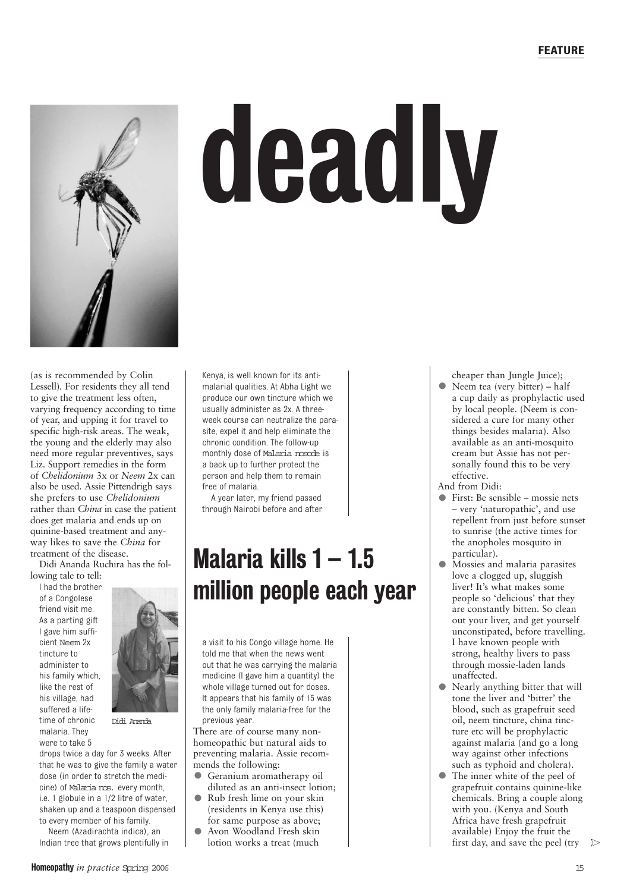# deadly

(as is recommended by Colin Lessell). For residents they all tend to give the treatment less often, varying frequency according to time of year, and upping it for travel to specific high-risk areas. The weak, the young and the elderly may also need more regular preventives, says Liz. Support remedies in the form of *Chelidonium* 3x or *Neem* 2x can also be used. Assie Pittendrigh says she prefers to use *Chelidonium* rather than *China* in case the patient does get malaria and ends up on quinine-based treatment and anyway likes to save the *China* for treatment of the disease.

Didi Ananda Ruchira has the following tale to tell:

I had the brother of a Congolese friend visit me. As a parting gift I gave him sufficient Neem 2x tincture to administer to his family which, like the rest of his village, had suffered a lifetime of chronic malaria. They were to take 5 drops twice a day for 3 weeks. After that he was to give the family a water dose (in order to stretch the medicine) of Malaria nos. every month, i.e. 1 globule in a 1/2 litre of water, shaken up and a teaspoon dispensed to every member of his family.

Didi Ananda

Neem (Azadirachta indica), an Indian tree that grows plentifully in Kenya, is well known for its anti-malarial qualities. At Abha Light we produce our own tincture which we usually administer as 2x. A three-week course can neutralize the parasite, expel it and help eliminate the chronic condition. The follow-up monthly dose of Malaria nosode is a back up to further protect the person and help them to remain free of malaria.

A year later, my friend passed through Nairobi before and after a visit to his Congo village home. He told me that when the news went out that he was carrying the malaria medicine (I gave him a quantity) the whole village turned out for doses. It appears that his family of 15 was the only family malaria-free for the previous year.

## Malaria kills 1 – 1.5 million people each year

There are of course many non-homeopathic but natural aids to preventing malaria. Assie recommends the following:

- Geranium aromatherapy oil diluted as an anti-insect lotion;
- Rub fresh lime on your skin (residents in Kenya use this) for same purpose as above;
- Avon Woodland Fresh skin lotion works a treat (much cheaper than Jungle Juice);
- Neem tea (very bitter) – half a cup daily as prophylactic used by local people. (Neem is considered a cure for many other things besides malaria). Also available as an anti-mosquito cream but Assie has not personally found this to be very effective.

And from Didi:

- First: Be sensible – mossie nets – very 'naturopathic', and use repellent from just before sunset to sunrise (the active times for the anopholes mosquito in particular).
- Mossies and malaria parasites love a clogged up, sluggish liver! It's what makes some people so 'delicious' that they are constantly bitten. So clean out your liver, and get yourself unconstipated, before travelling. I have known people with strong, healthy livers to pass through mossie-laden lands unaffected.
- Nearly anything bitter that will tone the liver and 'bitter' the blood, such as grapefruit seed oil, neem tincture, china tincture etc will be prophylactic against malaria (and go a long way against other infections such as typhoid and cholera).
- The inner white of the peel of grapefruit contains quinine-like chemicals. Bring a couple along with you. (Kenya and South Africa have fresh grapefruit available) Enjoy the fruit the first day, and save the peel (try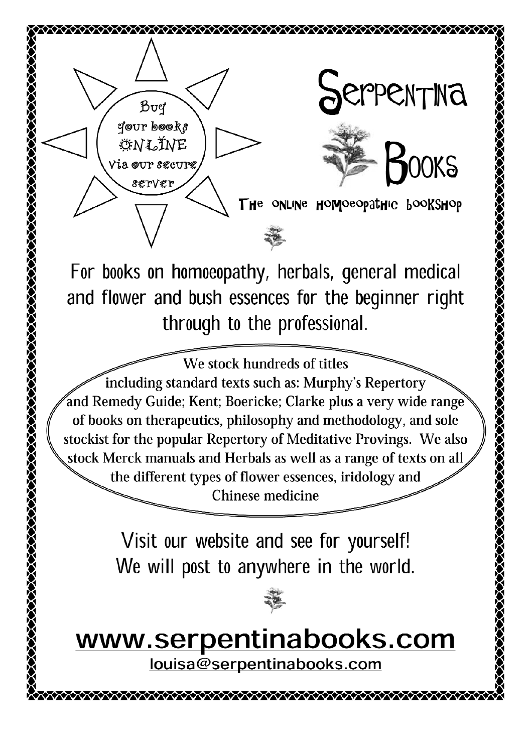Buy your books ONLINE via our secure server

# Serpentina Books

The online homoeopathic bookshop

For books on homoeopathy, herbals, general medical and flower and bush essences for the beginner right through to the professional.

We stock hundreds of titles including standard texts such as: Murphy's Repertory and Remedy Guide; Kent; Boericke; Clarke plus a very wide range of books on therapeutics, philosophy and methodology, and sole stockist for the popular Repertory of Meditative Provings. We also stock Merck manuals and Herbals as well as a range of texts on all the different types of flower essences, iridology and Chinese medicine

Visit our website and see for yourself!
We will post to anywhere in the world.

## www.serpentinabooks.com

louisa@serpentinabooks.com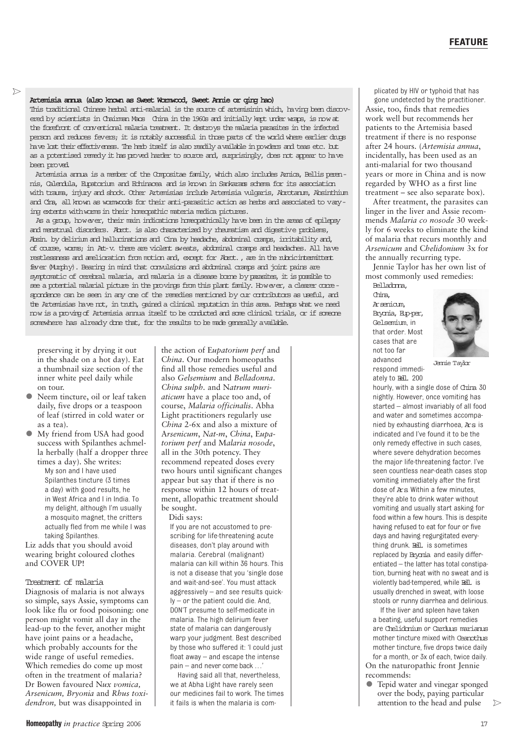**FEATURE**

**Artemisia annua (also known as Sweet Wormwood, Sweet Annie or qing hao)**

This traditional Chinese herbal anti-malarial is the source of artemisinin which, having been discovered by scientists in Chairman Maos China in the 1960s and initially kept under wraps, is now at the forefront of conventional malaria treatment. It destroys the malaria parasites in the infected person and reduces fevers; it is notably successful in those parts of the world where earlier drugs have lost their effectiveness. The herb itself is also readily available in powders and teas etc. but as a potentised remedy it has proved harder to source and, surprisingly, does not appear to have been proved.

Artemisia annua is a member of the Compositae family, which also includes Arnica, Bellis perennis, Calendula, Eupatorium and Echinacea and is known in Sankarans schema for its association with trauma, injury and shock. Other Artemisias include Artemisia vulgaris, Abrotanum, Absinthium and Cina, all known as wormwoods for their anti-parasitic action as herbs and associated to varying extents with worms in their homeopathic materia medica pictures.

As a group, however, their main indications homeopathically have been in the areas of epilepsy and menstrual disorders. Abrot. is also characterized by rheumatism and digestive problems, Absin. by delirium and hallucinations and Cina by headache, abdominal cramps, irritability and, of course, worms; in Art-v. there are violent sweats, abdominal cramps and headaches. All have restlessness and amelioration from motion and, except for Abrot., are in the rubric intermittent fever (Murphy). Bearing in mind that convulsions and abdominal cramps and joint pains are symptomatic of cerebral malaria, and malaria is a disease borne by parasites, it is possible to see a potential malarial picture in the provings from this plant family. However, a clearer correspondence can be seen in any one of the remedies mentioned by our contributors as useful, and the Artemisias have not, in truth, gained a clinical reputation in this area. Perhaps what we need now is a proving of Artemisia annua itself to be conducted and some clinical trials, or if someone somewhere has already done that, for the results to be made generally available.

preserving it by drying it out in the shade on a hot day). Eat a thumbnail size section of the inner white peel daily while on tour.

- Neem tincture, oil or leaf taken daily, five drops or a teaspoon of leaf (stirred in cold water or as a tea).
- My friend from USA had good success with Spilanthes achmella herbally (half a dropper three times a day). She writes:

  My son and I have used Spilanthes tincture (3 times a day) with good results, he in West Africa and I in India. To my delight, although I'm usually a mosquito magnet, the critters actually fled from me while I was taking Spilanthes.

Liz adds that you should avoid wearing bright coloured clothes and COVER UP!

### Treatment of malaria

Diagnosis of malaria is not always so simple, says Assie, symptoms can look like flu or food poisoning: one person might vomit all day in the lead-up to the fever, another might have joint pains or a headache, which probably accounts for the wide range of useful remedies. Which remedies do come up most often in the treatment of malaria? Dr Bowen favoured *Nux vomica*, *Arsenicum*, *Bryonia* and *Rhus toxidendron*, but was disappointed in the action of *Eupatorium perf* and *China*. Our modern homeopaths find all those remedies useful and also *Gelsemium* and *Belladonna*. *China sulph.* and *Natrum muriaticum* have a place too and, of course, *Malaria officinalis*. Abha Light practitioners regularly use *China* 2-6x and also a mixture of *Arsenicum*, *Nat-m*, *China*, *Eupatorium perf* and *Malaria nosode*, all in the 30th potency. They recommend repeated doses every two hours until significant changes appear but say that if there is no response within 12 hours of treatment, allopathic treatment should be sought.

Didi says:

If you are not accustomed to prescribing for life-threatening acute diseases, don't play around with malaria. Cerebral (malignant) malaria can kill within 36 hours. This is not a disease that you 'single dose and wait-and-see'. You must attack aggressively – and see results quickly – or the patient could die. And, DON'T presume to self-medicate in malaria. The high delirium fever state of malaria can dangerously warp your judgment. Best described by those who suffered it: 'I could just float away – and escape the intense pain – and never come back …'

Having said all that, nevertheless, we at Abha Light have rarely seen our medicines fail to work. The times it fails is when the malaria is complicated by HIV or typhoid that has gone undetected by the practitioner.

Assie, too, finds that remedies work well but recommends her patients to the Artemisia based treatment if there is no response after 24 hours. (*Artemisia annua*, incidentally, has been used as an anti-malarial for two thousand years or more in China and is now regarded by WHO as a first line treatment – see also separate box).

After treatment, the parasites can linger in the liver and Assie recommends *Malaria co nosode* 30 weekly for 6 weeks to eliminate the kind of malaria that recurs monthly and *Arsenicum* and *Chelidonium* 3x for the annually recurring type.

Jennie Taylor has her own list of most commonly used remedies:

Belladonna, China, Arsenicum, Bryonia, Eup-per, Gelsemium, in that order. Most cases that are not too far advanced respond immediately to Bell. 200 hourly, with a single dose of China 30 nightly. However, once vomiting has started – almost invariably of all food and water and sometimes accompanied by exhausting diarrhoea, Ars is indicated and I've found it to be the only remedy effective in such cases, where severe dehydration becomes the major life-threatening factor. I've seen countless near-death cases stop vomiting immediately after the first dose of Ars. Within a few minutes, they're able to drink water without vomiting and usually start asking for food within a few hours. This is despite having refused to eat for four or five days and having regurgitated everything drunk. Bell. is sometimes replaced by Bryonia and easily differentiated – the latter has total constipation, burning heat with no sweat and is violently bad-tempered, while Bell. is usually drenched in sweat, with loose stools or runny diarrhea and delirious.

If the liver and spleen have taken a beating, useful support remedies are Chelidonium or Carduus marianus mother tincture mixed with Ceanothus mother tincture, five drops twice daily for a month, or 3x of each, twice daily.

Jennie Taylor

On the naturopathic front Jennie recommends:

- Tepid water and vinegar sponged over the body, paying particular attention to the head and pulse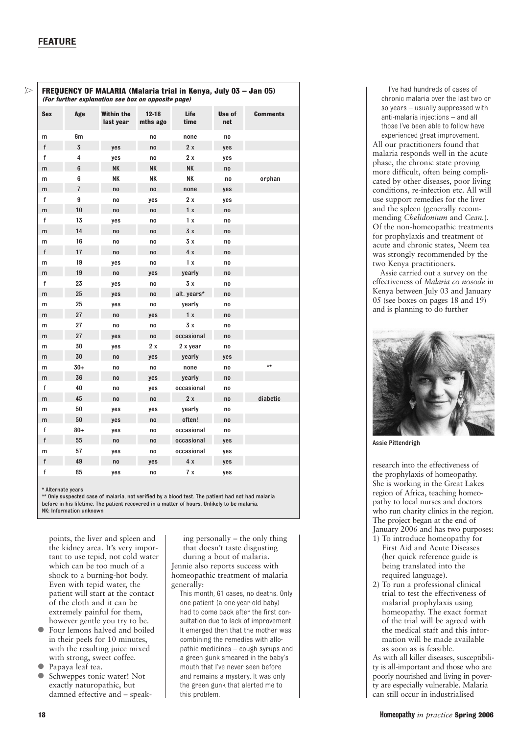FEATURE

**FREQUENCY OF MALARIA (Malaria trial in Kenya, July 03 – Jan 05)**
*(For further explanation see box on opposite page)*

| Sex | Age | Within the last year | 12-18 mths ago | Life time | Use of net | Comments |
|---|---|---|---|---|---|---|
| m | 6m | | no | none | no | |
| f | 3 | yes | no | 2 x | yes | |
| f | 4 | yes | no | 2 x | yes | |
| m | 6 | NK | NK | NK | no | |
| m | 6 | NK | NK | NK | no | orphan |
| m | 7 | no | no | none | yes | |
| f | 9 | no | yes | 2 x | yes | |
| m | 10 | no | no | 1 x | no | |
| f | 13 | yes | no | 1 x | no | |
| m | 14 | no | no | 3 x | no | |
| m | 16 | no | no | 3 x | no | |
| f | 17 | no | no | 4 x | no | |
| m | 19 | yes | no | 1 x | no | |
| m | 19 | no | yes | yearly | no | |
| f | 23 | yes | no | 3 x | no | |
| m | 25 | yes | no | alt. years* | no | |
| m | 25 | yes | no | yearly | no | |
| m | 27 | no | yes | 1 x | no | |
| m | 27 | no | no | 3 x | no | |
| m | 27 | yes | no | occasional | no | |
| m | 30 | yes | 2 x | 2 x year | no | |
| m | 30 | no | yes | yearly | yes | |
| m | 30+ | no | no | none | no | ** |
| m | 36 | no | yes | yearly | no | |
| f | 40 | no | yes | occasional | no | |
| m | 45 | no | no | 2 x | no | diabetic |
| m | 50 | yes | yes | yearly | no | |
| m | 50 | yes | no | often! | no | |
| f | 80+ | yes | no | occasional | no | |
| f | 55 | no | no | occasional | yes | |
| m | 57 | yes | no | occasional | yes | |
| f | 49 | no | yes | 4 x | yes | |
| f | 85 | yes | no | 7 x | yes | |

\* Alternate years
\*\* Only suspected case of malaria, not verified by a blood test. The patient had not had malaria before in his lifetime. The patient recovered in a matter of hours. Unlikely to be malaria.
NK: Information unknown

points, the liver and spleen and the kidney area. It's very important to use tepid, not cold water which can be too much of a shock to a burning-hot body. Even with tepid water, the patient will start at the contact of the cloth and it can be extremely painful for them, however gentle you try to be.

- Four lemons halved and boiled in their peels for 10 minutes, with the resulting juice mixed with strong, sweet coffee.
- Papaya leaf tea.
- Schweppes tonic water! Not exactly naturopathic, but damned effective and – speaking personally – the only thing that doesn't taste disgusting during a bout of malaria.

Jennie also reports success with homeopathic treatment of malaria generally:

> This month, 61 cases, no deaths. Only one patient (a one-year-old baby) had to come back after the first consultation due to lack of improvement. It emerged then that the mother was combining the remedies with allopathic medicines – cough syrups and a green gunk smeared in the baby's mouth that I've never seen before and remains a mystery. It was only the green gunk that alerted me to this problem.
>
> I've had hundreds of cases of chronic malaria over the last two or so years – usually suppressed with anti-malaria injections – and all those I've been able to follow have experienced great improvement.

All our practitioners found that malaria responds well in the acute phase, the chronic state proving more difficult, often being complicated by other diseases, poor living conditions, re-infection etc. All will use support remedies for the liver and the spleen (generally recommending *Chelidonium* and *Cean.*). Of the non-homeopathic treatments for prophylaxis and treatment of acute and chronic states, Neem tea was strongly recommended by the two Kenya practitioners.

Assie carried out a survey on the effectiveness of *Malaria co nosode* in Kenya between July 03 and January 05 (see boxes on pages 18 and 19) and is planning to do further research into the effectiveness of the prophylaxis of homeopathy. She is working in the Great Lakes region of Africa, teaching homeopathy to local nurses and doctors who run charity clinics in the region. The project began at the end of January 2006 and has two purposes:

1) To introduce homeopathy for First Aid and Acute Diseases (her quick reference guide is being translated into the required language).
2) To run a professional clinical trial to test the effectiveness of malarial prophylaxis using homeopathy. The exact format of the trial will be agreed with the medical staff and this information will be made available as soon as is feasible.

Assie Pittendrigh

As with all killer diseases, susceptibility is all-important and those who are poorly nourished and living in poverty are especially vulnerable. Malaria can still occur in industrialised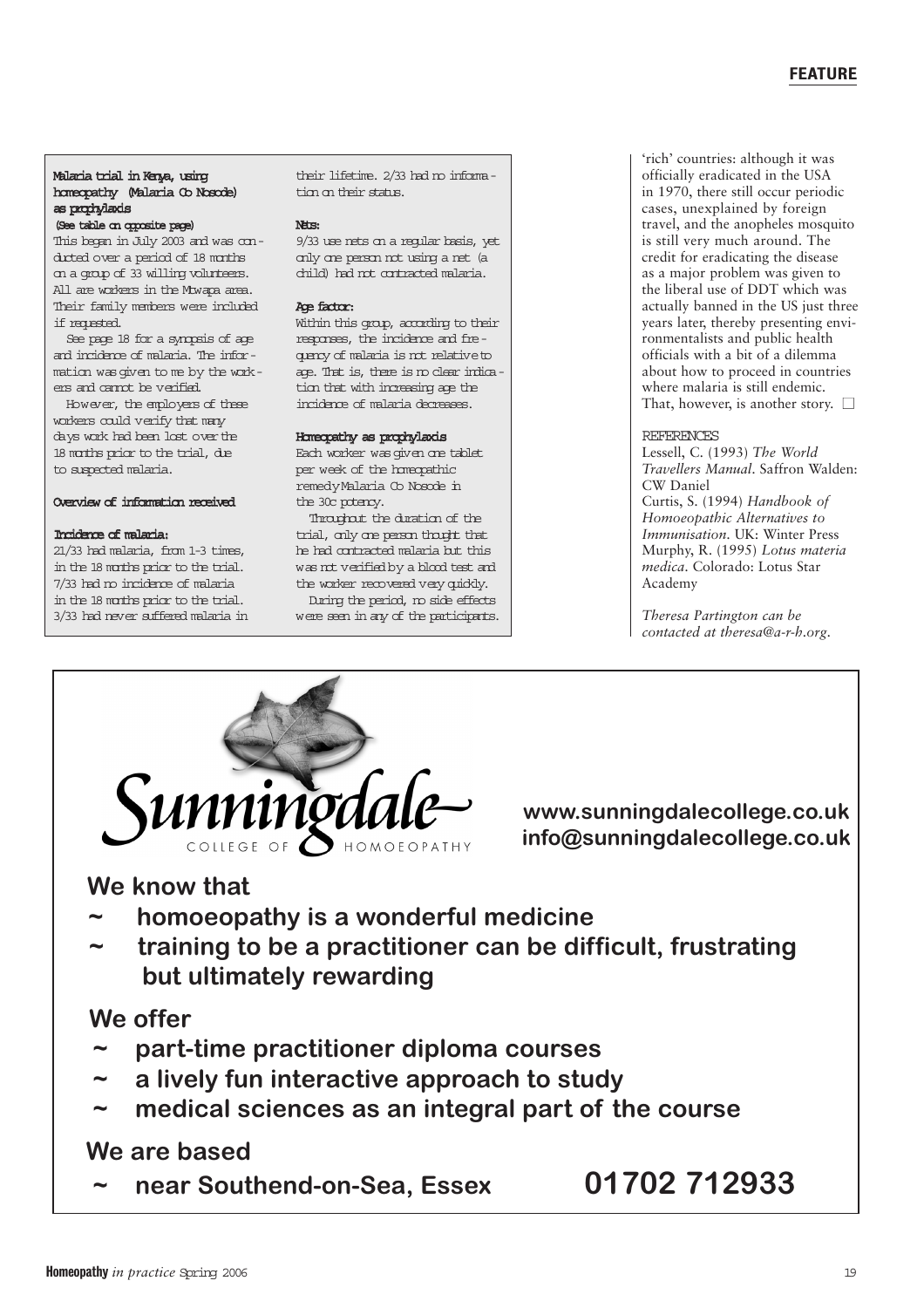**Malaria trial in Kenya, using homeopathy (Malaria Co Nosode) as prophylaxis**

**(See table on opposite page)**

This began in July 2003 and was conducted over a period of 18 months on a group of 33 willing volunteers. All are workers in the Mowapa area. Their family members were included if requested.

See page 18 for a synopsis of age and incidence of malaria. The information was given to me by the workers and cannot be verified.

However, the employers of these workers could verify that many days work had been lost over the 18 months prior to the trial, due to suspected malaria.

**Overview of information received**

**Incidence of malaria:**

21/33 had malaria, from 1-3 times, in the 18 months prior to the trial. 7/33 had no incidence of malaria in the 18 months prior to the trial. 3/33 had never suffered malaria in their lifetime. 2/33 had no information on their status.

**Nets:**

9/33 use nets on a regular basis, yet only one person not using a net (a child) had not contracted malaria.

**Age factor:**

Within this group, according to their responses, the incidence and frequency of malaria is not relative to age. That is, there is no clear indication that with increasing age the incidence of malaria decreases.

**Homeopathy as prophylaxis**

Each worker was given one tablet per week of the homeopathic remedy Malaria Co Nosode in the 30c potency.

Throughout the duration of the trial, only one person thought that he had contracted malaria but this was not verified by a blood test and the worker recovered very quickly.

During the period, no side effects were seen in any of the participants.

'rich' countries: although it was officially eradicated in the USA in 1970, there still occur periodic cases, unexplained by foreign travel, and the anopheles mosquito is still very much around. The credit for eradicating the disease as a major problem was given to the liberal use of DDT which was actually banned in the US just three years later, thereby presenting environmentalists and public health officials with a bit of a dilemma about how to proceed in countries where malaria is still endemic. That, however, is another story. □

REFERENCES

Lessell, C. (1993) *The World Travellers Manual*. Saffron Walden: CW Daniel

Curtis, S. (1994) *Handbook of Homoeopathic Alternatives to Immunisation*. UK: Winter Press

Murphy, R. (1995) *Lotus materia medica*. Colorado: Lotus Star Academy

*Theresa Partington can be contacted at theresa@a-r-h.org.*

---

**Sunningdale College of Homoeopathy**

**www.sunningdalecollege.co.uk**
**info@sunningdalecollege.co.uk**

**We know that**

- ~ **homoeopathy is a wonderful medicine**
- ~ **training to be a practitioner can be difficult, frustrating but ultimately rewarding**

**We offer**

- ~ **part-time practitioner diploma courses**
- ~ **a lively fun interactive approach to study**
- ~ **medical sciences as an integral part of the course**

**We are based**

- ~ **near Southend-on-Sea, Essex**

**01702 712933**